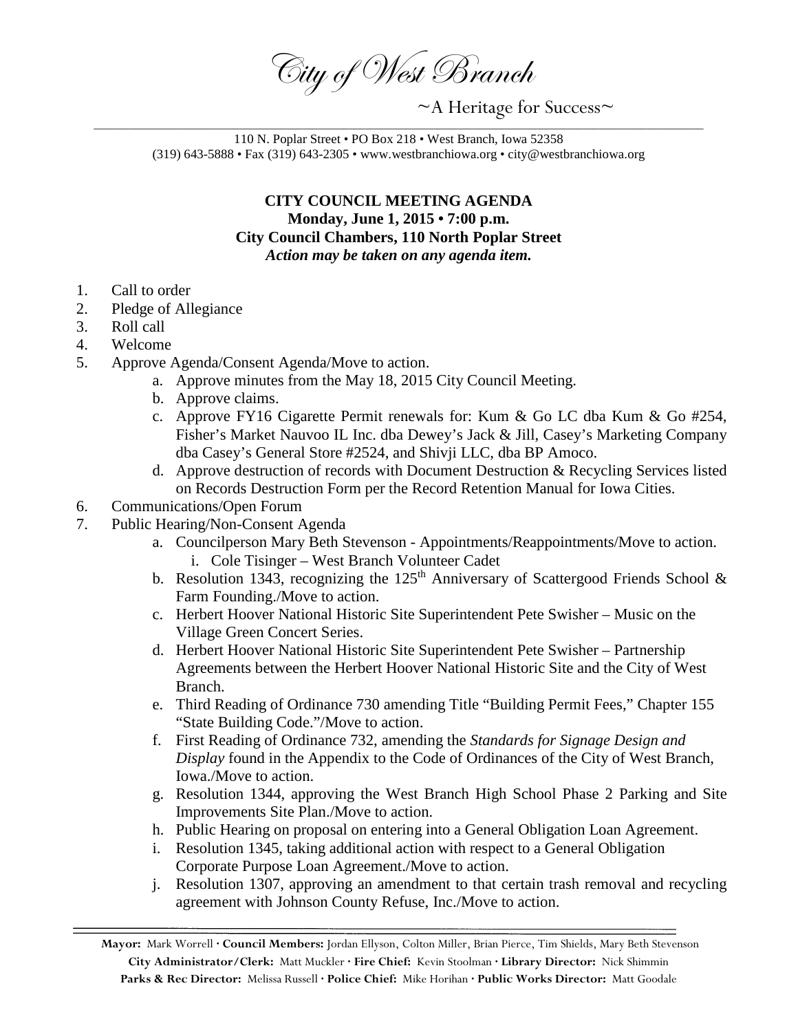# City of West Branch

~A Heritage for Success~

110 N. Poplar Street • PO Box 218 • West Branch, Iowa 52358
(319) 643-5888 • Fax (319) 643-2305 • www.westbranchiowa.org • city@westbranchiowa.org

**CITY COUNCIL MEETING AGENDA**
**Monday, June 1, 2015 • 7:00 p.m.**
**City Council Chambers, 110 North Poplar Street**
***Action may be taken on any agenda item.***

1. Call to order
2. Pledge of Allegiance
3. Roll call
4. Welcome
5. Approve Agenda/Consent Agenda/Move to action.
   a. Approve minutes from the May 18, 2015 City Council Meeting.
   b. Approve claims.
   c. Approve FY16 Cigarette Permit renewals for: Kum & Go LC dba Kum & Go #254, Fisher's Market Nauvoo IL Inc. dba Dewey's Jack & Jill, Casey's Marketing Company dba Casey's General Store #2524, and Shivji LLC, dba BP Amoco.
   d. Approve destruction of records with Document Destruction & Recycling Services listed on Records Destruction Form per the Record Retention Manual for Iowa Cities.
6. Communications/Open Forum
7. Public Hearing/Non-Consent Agenda
   a. Councilperson Mary Beth Stevenson - Appointments/Reappointments/Move to action.
      i. Cole Tisinger – West Branch Volunteer Cadet
   b. Resolution 1343, recognizing the 125th Anniversary of Scattergood Friends School & Farm Founding./Move to action.
   c. Herbert Hoover National Historic Site Superintendent Pete Swisher – Music on the Village Green Concert Series.
   d. Herbert Hoover National Historic Site Superintendent Pete Swisher – Partnership Agreements between the Herbert Hoover National Historic Site and the City of West Branch.
   e. Third Reading of Ordinance 730 amending Title "Building Permit Fees," Chapter 155 "State Building Code."/Move to action.
   f. First Reading of Ordinance 732, amending the *Standards for Signage Design and Display* found in the Appendix to the Code of Ordinances of the City of West Branch, Iowa./Move to action.
   g. Resolution 1344, approving the West Branch High School Phase 2 Parking and Site Improvements Site Plan./Move to action.
   h. Public Hearing on proposal on entering into a General Obligation Loan Agreement.
   i. Resolution 1345, taking additional action with respect to a General Obligation Corporate Purpose Loan Agreement./Move to action.
   j. Resolution 1307, approving an amendment to that certain trash removal and recycling agreement with Johnson County Refuse, Inc./Move to action.

**Mayor:** Mark Worrell · **Council Members:** Jordan Ellyson, Colton Miller, Brian Pierce, Tim Shields, Mary Beth Stevenson
**City Administrator/Clerk:** Matt Muckler · **Fire Chief:** Kevin Stoolman · **Library Director:** Nick Shimmin
**Parks & Rec Director:** Melissa Russell · **Police Chief:** Mike Horihan · **Public Works Director:** Matt Goodale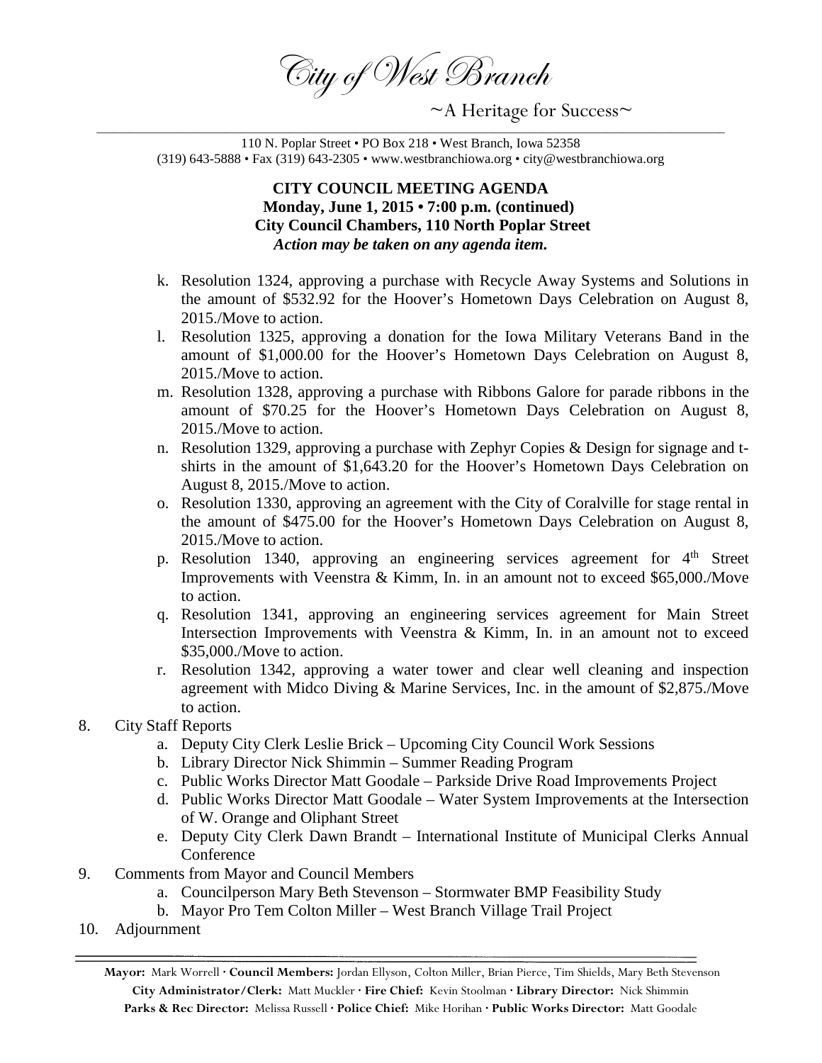City of West Branch

~A Heritage for Success~

110 N. Poplar Street • PO Box 218 • West Branch, Iowa 52358
(319) 643-5888 • Fax (319) 643-2305 • www.westbranchiowa.org • city@westbranchiowa.org

**CITY COUNCIL MEETING AGENDA**
**Monday, June 1, 2015 • 7:00 p.m. (continued)**
**City Council Chambers, 110 North Poplar Street**
***Action may be taken on any agenda item.***

   k. Resolution 1324, approving a purchase with Recycle Away Systems and Solutions in the amount of $532.92 for the Hoover's Hometown Days Celebration on August 8, 2015./Move to action.
   l. Resolution 1325, approving a donation for the Iowa Military Veterans Band in the amount of $1,000.00 for the Hoover's Hometown Days Celebration on August 8, 2015./Move to action.
   m. Resolution 1328, approving a purchase with Ribbons Galore for parade ribbons in the amount of $70.25 for the Hoover's Hometown Days Celebration on August 8, 2015./Move to action.
   n. Resolution 1329, approving a purchase with Zephyr Copies & Design for signage and t-shirts in the amount of $1,643.20 for the Hoover's Hometown Days Celebration on August 8, 2015./Move to action.
   o. Resolution 1330, approving an agreement with the City of Coralville for stage rental in the amount of $475.00 for the Hoover's Hometown Days Celebration on August 8, 2015./Move to action.
   p. Resolution 1340, approving an engineering services agreement for 4th Street Improvements with Veenstra & Kimm, In. in an amount not to exceed $65,000./Move to action.
   q. Resolution 1341, approving an engineering services agreement for Main Street Intersection Improvements with Veenstra & Kimm, In. in an amount not to exceed $35,000./Move to action.
   r. Resolution 1342, approving a water tower and clear well cleaning and inspection agreement with Midco Diving & Marine Services, Inc. in the amount of $2,875./Move to action.

8. City Staff Reports
   a. Deputy City Clerk Leslie Brick – Upcoming City Council Work Sessions
   b. Library Director Nick Shimmin – Summer Reading Program
   c. Public Works Director Matt Goodale – Parkside Drive Road Improvements Project
   d. Public Works Director Matt Goodale – Water System Improvements at the Intersection of W. Orange and Oliphant Street
   e. Deputy City Clerk Dawn Brandt – International Institute of Municipal Clerks Annual Conference
9. Comments from Mayor and Council Members
   a. Councilperson Mary Beth Stevenson – Stormwater BMP Feasibility Study
   b. Mayor Pro Tem Colton Miller – West Branch Village Trail Project
10. Adjournment

**Mayor:** Mark Worrell · **Council Members:** Jordan Ellyson, Colton Miller, Brian Pierce, Tim Shields, Mary Beth Stevenson
**City Administrator/Clerk:** Matt Muckler · **Fire Chief:** Kevin Stoolman · **Library Director:** Nick Shimmin
**Parks & Rec Director:** Melissa Russell · **Police Chief:** Mike Horihan · **Public Works Director:** Matt Goodale